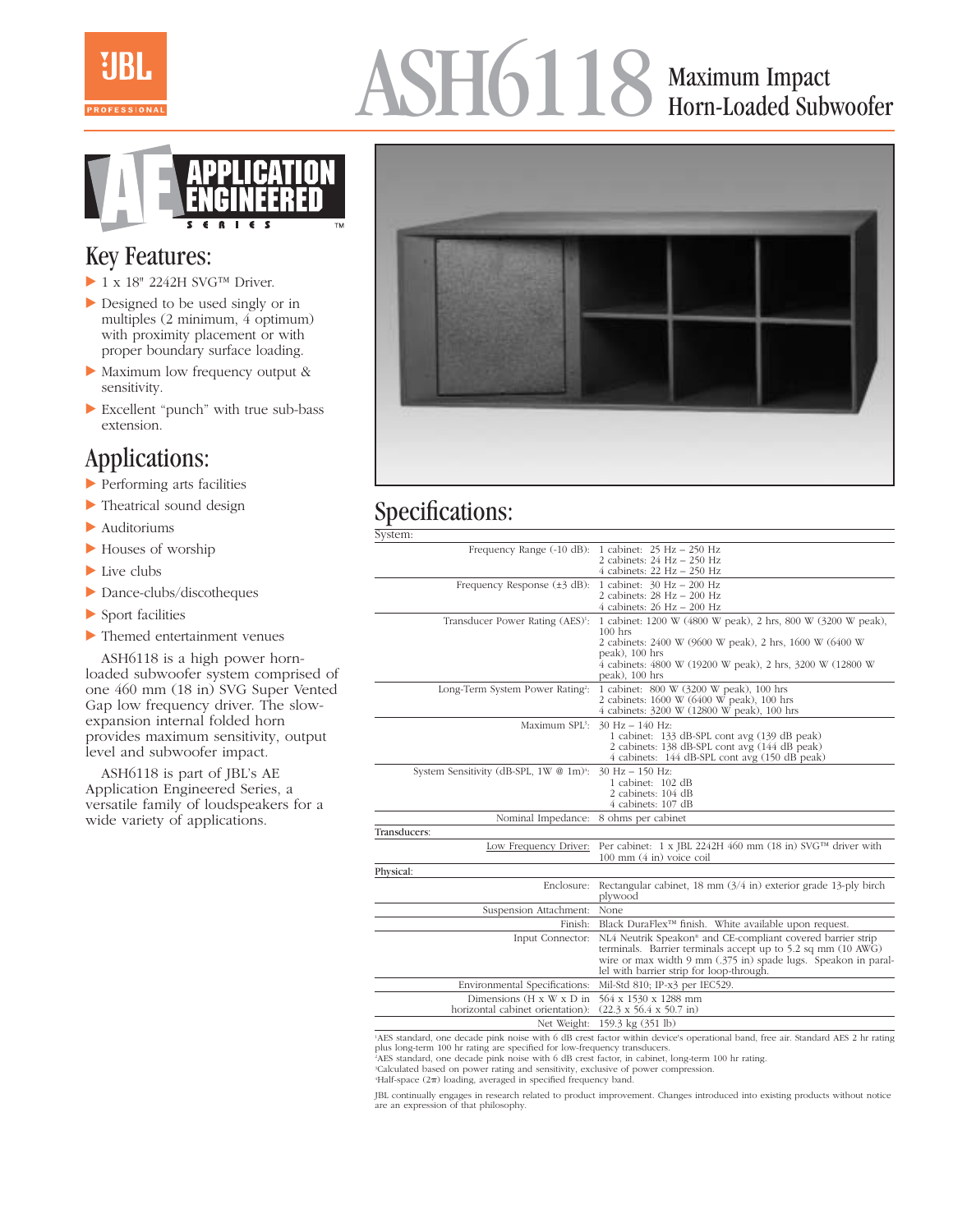# ASH6118 Maximum Impact Horn-Loaded Subwoofer

JBL PROFESSIONAL

APPLICATION ENGINEERED SERIES™

## Key Features:

- 1 x 18" 2242H SVG™ Driver.
- Designed to be used singly or in multiples (2 minimum, 4 optimum) with proximity placement or with proper boundary surface loading.
- Maximum low frequency output & sensitivity.
- Excellent "punch" with true sub-bass extension.

## Applications:

- Performing arts facilities
- Theatrical sound design
- Auditoriums
- Houses of worship
- Live clubs
- Dance-clubs/discotheques
- Sport facilities
- Themed entertainment venues

ASH6118 is a high power horn-loaded subwoofer system comprised of one 460 mm (18 in) SVG Super Vented Gap low frequency driver. The slow-expansion internal folded horn provides maximum sensitivity, output level and subwoofer impact.

ASH6118 is part of JBL's AE Application Engineered Series, a versatile family of loudspeakers for a wide variety of applications.

## Specifications:

| System: | |
|---|---|
| Frequency Range (-10 dB): | 1 cabinet: 25 Hz – 250 Hz<br>2 cabinets: 24 Hz – 250 Hz<br>4 cabinets: 22 Hz – 250 Hz |
| Frequency Response (±3 dB): | 1 cabinet: 30 Hz – 200 Hz<br>2 cabinets: 28 Hz – 200 Hz<br>4 cabinets: 26 Hz – 200 Hz |
| Transducer Power Rating (AES)[1]: | 1 cabinet: 1200 W (4800 W peak), 2 hrs, 800 W (3200 W peak), 100 hrs<br>2 cabinets: 2400 W (9600 W peak), 2 hrs, 1600 W (6400 W peak), 100 hrs<br>4 cabinets: 4800 W (19200 W peak), 2 hrs, 3200 W (12800 W peak), 100 hrs |
| Long-Term System Power Rating[2]: | 1 cabinet: 800 W (3200 W peak), 100 hrs<br>2 cabinets: 1600 W (6400 W peak), 100 hrs<br>4 cabinets: 3200 W (12800 W peak), 100 hrs |
| Maximum SPL[3]: | 30 Hz – 140 Hz:<br>1 cabinet: 133 dB-SPL cont avg (139 dB peak)<br>2 cabinets: 138 dB-SPL cont avg (144 dB peak)<br>4 cabinets: 144 dB-SPL cont avg (150 dB peak) |
| System Sensitivity (dB-SPL, 1W @ 1m)[4]: | 30 Hz – 150 Hz:<br>1 cabinet: 102 dB<br>2 cabinets: 104 dB<br>4 cabinets: 107 dB |
| Nominal Impedance: | 8 ohms per cabinet |
| **Transducers:** | |
| Low Frequency Driver: | Per cabinet: 1 x JBL 2242H 460 mm (18 in) SVG™ driver with 100 mm (4 in) voice coil |
| **Physical:** | |
| Enclosure: | Rectangular cabinet, 18 mm (3/4 in) exterior grade 13-ply birch plywood |
| Suspension Attachment: | None |
| Finish: | Black DuraFlex™ finish. White available upon request. |
| Input Connector: | NL4 Neutrik Speakon® and CE-compliant covered barrier strip terminals. Barrier terminals accept up to 5.2 sq mm (10 AWG) wire or max width 9 mm (.375 in) spade lugs. Speakon in parallel with barrier strip for loop-through. |
| Environmental Specifications: | Mil-Std 810; IP-x3 per IEC529. |
| Dimensions (H x W x D in horizontal cabinet orientation): | 564 x 1530 x 1288 mm<br>(22.3 x 56.4 x 50.7 in) |
| Net Weight: | 159.3 kg (351 lb) |

[1]AES standard, one decade pink noise with 6 dB crest factor within device's operational band, free air. Standard AES 2 hr rating plus long-term 100 hr rating are specified for low-frequency transducers.
[2]AES standard, one decade pink noise with 6 dB crest factor, in cabinet, long-term 100 hr rating.
[3]Calculated based on power rating and sensitivity, exclusive of power compression.
[4]Half-space ($2\pi$) loading, averaged in specified frequency band.

JBL continually engages in research related to product improvement. Changes introduced into existing products without notice are an expression of that philosophy.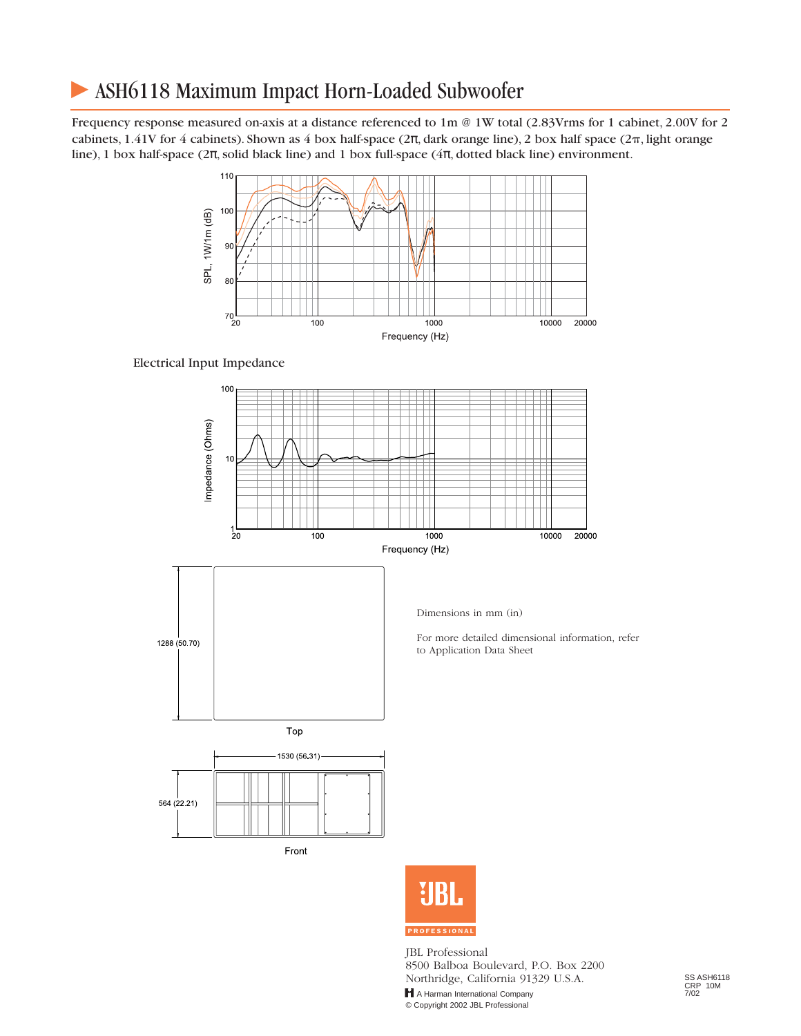# ASH6118 Maximum Impact Horn-Loaded Subwoofer

Frequency response measured on-axis at a distance referenced to 1m @ 1W total (2.83Vrms for 1 cabinet, 2.00V for 2 cabinets, 1.41V for 4 cabinets). Shown as 4 box half-space (2π, dark orange line), 2 box half space (2π, light orange line), 1 box half-space (2π, solid black line) and 1 box full-space (4π, dotted black line) environment.

SPL, 1W/1m (dB)
110
100
90
80
70
20
100
1000
10000
20000
Frequency (Hz)

Electrical Input Impedance

Impedance (Ohms)
100
10
1
20
100
1000
10000
20000
Frequency (Hz)

1288 (50.70)

Top

1530 (56.31)

564 (22.21)

Front

Dimensions in mm (in)

For more detailed dimensional information, refer to Application Data Sheet

JBL PROFESSIONAL

JBL Professional
8500 Balboa Boulevard, P.O. Box 2200
Northridge, California 91329 U.S.A.

A Harman International Company
© Copyright 2002 JBL Professional

SS ASH6118
CRP 10M
7/02